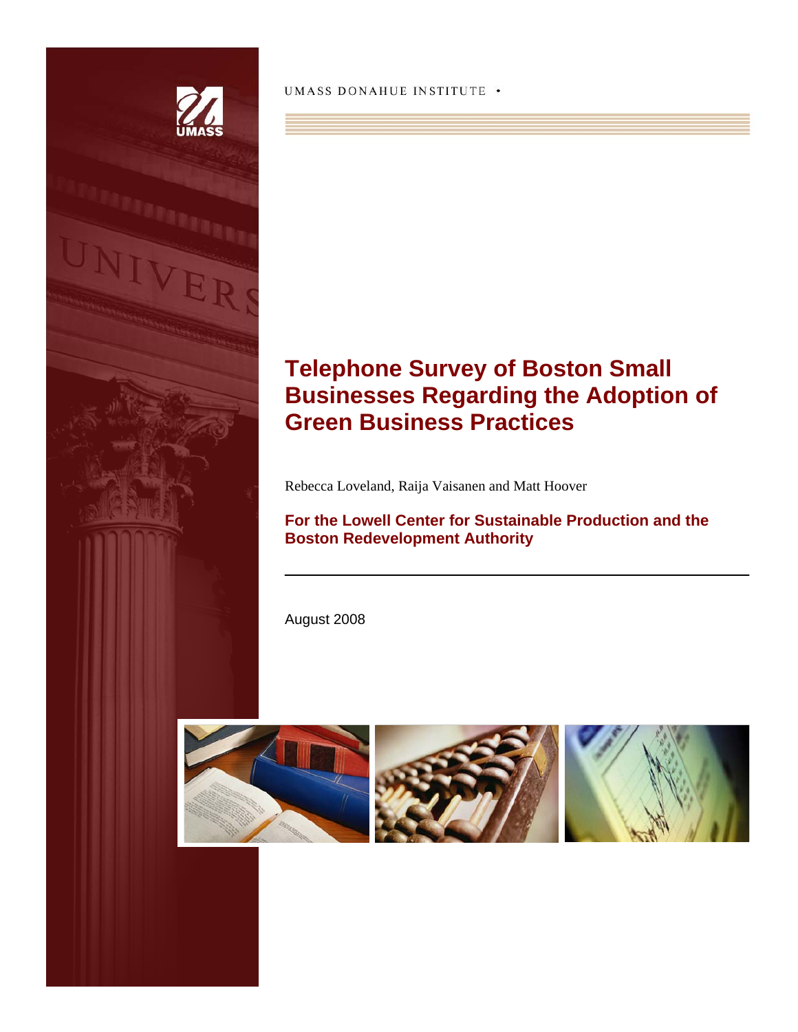UMASS DONAHUE INSTITUTE •

# Telephone Survey of Boston Small Businesses Regarding the Adoption of Green Business Practices

Rebecca Loveland, Raija Vaisanen and Matt Hoover

**For the Lowell Center for Sustainable Production and the Boston Redevelopment Authority**

---

August 2008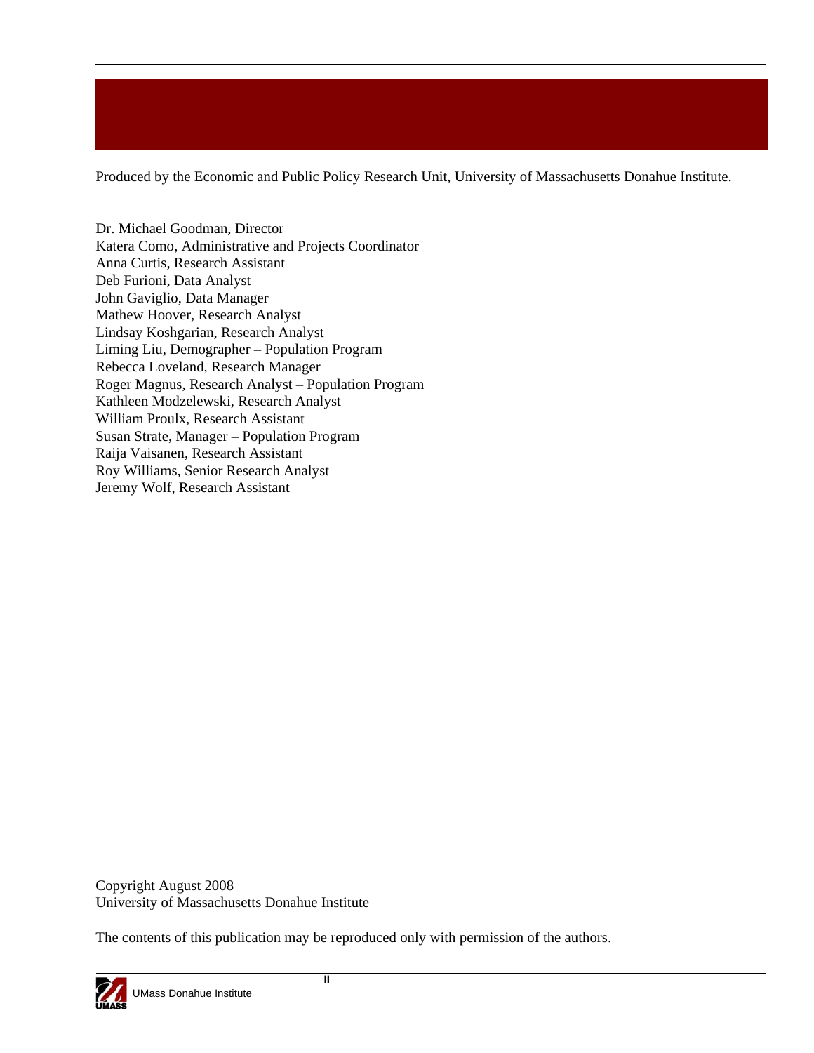Produced by the Economic and Public Policy Research Unit, University of Massachusetts Donahue Institute.

Dr. Michael Goodman, Director  
Katera Como, Administrative and Projects Coordinator  
Anna Curtis, Research Assistant  
Deb Furioni, Data Analyst  
John Gaviglio, Data Manager  
Mathew Hoover, Research Analyst  
Lindsay Koshgarian, Research Analyst  
Liming Liu, Demographer – Population Program  
Rebecca Loveland, Research Manager  
Roger Magnus, Research Analyst – Population Program  
Kathleen Modzelewski, Research Analyst  
William Proulx, Research Assistant  
Susan Strate, Manager – Population Program  
Raija Vaisanen, Research Assistant  
Roy Williams, Senior Research Analyst  
Jeremy Wolf, Research Assistant

Copyright August 2008  
University of Massachusetts Donahue Institute

The contents of this publication may be reproduced only with permission of the authors.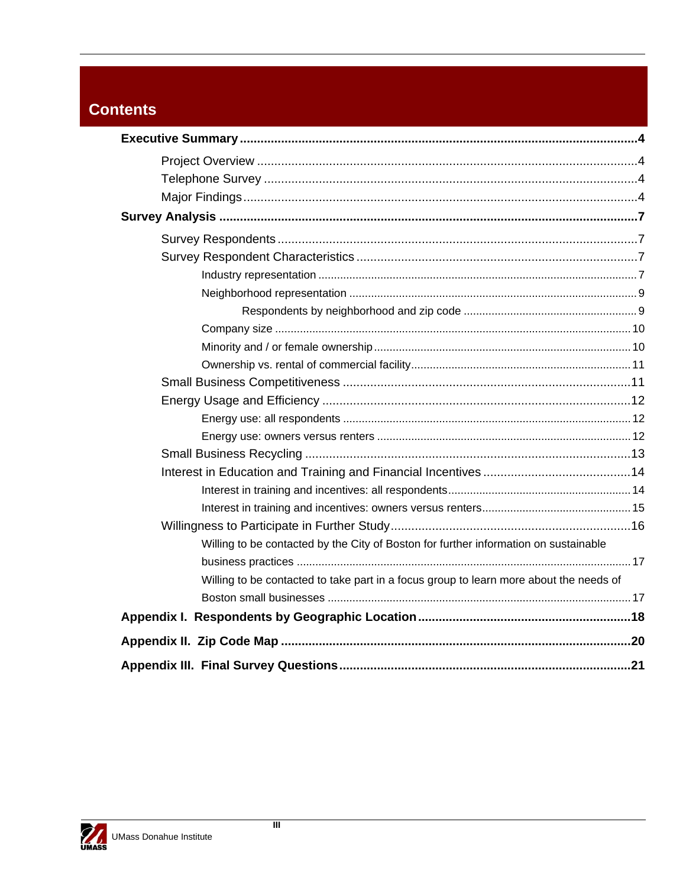# Contents

**Executive Summary** .................................................... **4**

- Project Overview .................................................... 4
- Telephone Survey .................................................... 4
- Major Findings .................................................... 4

**Survey Analysis** .................................................... **7**

- Survey Respondents .................................................... 7
- Survey Respondent Characteristics .................................................... 7
  - Industry representation .................................................... 7
  - Neighborhood representation .................................................... 9
    - Respondents by neighborhood and zip code .................................................... 9
  - Company size .................................................... 10
  - Minority and / or female ownership .................................................... 10
  - Ownership vs. rental of commercial facility .................................................... 11
- Small Business Competitiveness .................................................... 11
- Energy Usage and Efficiency .................................................... 12
  - Energy use: all respondents .................................................... 12
  - Energy use: owners versus renters .................................................... 12
- Small Business Recycling .................................................... 13
- Interest in Education and Training and Financial Incentives .................................................... 14
  - Interest in training and incentives: all respondents .................................................... 14
  - Interest in training and incentives: owners versus renters .................................................... 15
- Willingness to Participate in Further Study .................................................... 16
  - Willing to be contacted by the City of Boston for further information on sustainable business practices .................................................... 17
  - Willing to be contacted to take part in a focus group to learn more about the needs of Boston small businesses .................................................... 17

**Appendix I. Respondents by Geographic Location** .................................................... **18**

**Appendix II. Zip Code Map** .................................................... **20**

**Appendix III. Final Survey Questions** .................................................... **21**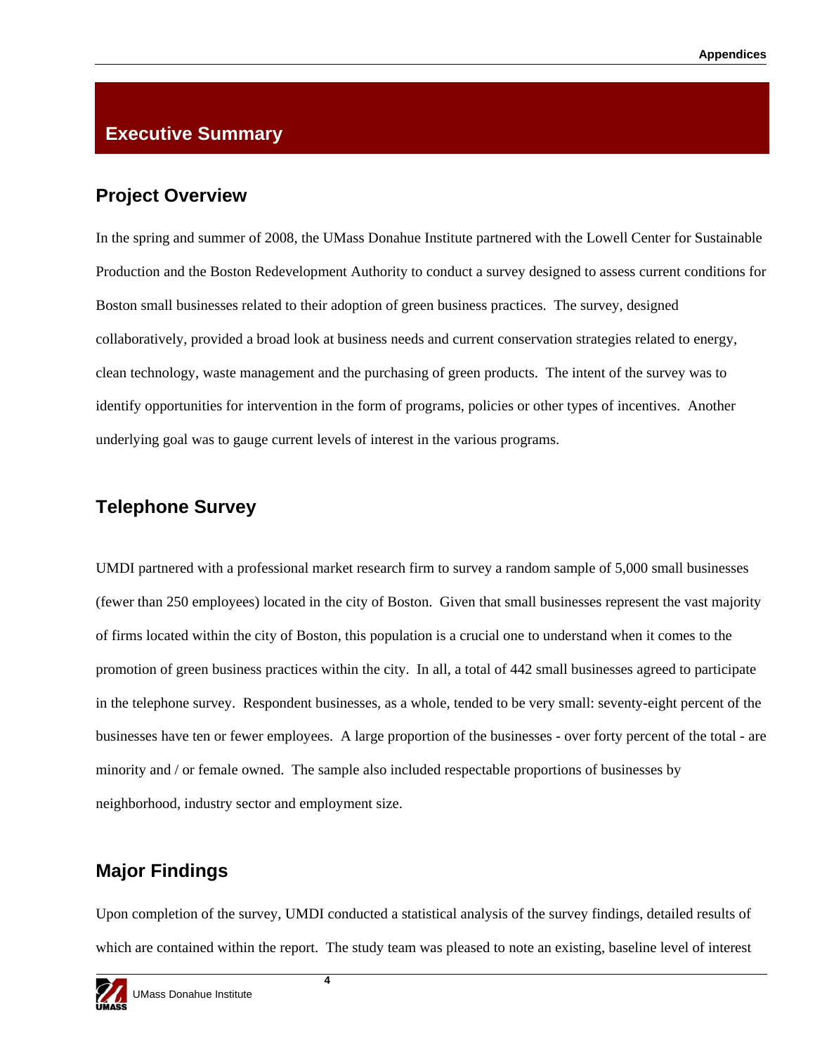# Executive Summary

## Project Overview

In the spring and summer of 2008, the UMass Donahue Institute partnered with the Lowell Center for Sustainable Production and the Boston Redevelopment Authority to conduct a survey designed to assess current conditions for Boston small businesses related to their adoption of green business practices. The survey, designed collaboratively, provided a broad look at business needs and current conservation strategies related to energy, clean technology, waste management and the purchasing of green products. The intent of the survey was to identify opportunities for intervention in the form of programs, policies or other types of incentives. Another underlying goal was to gauge current levels of interest in the various programs.

## Telephone Survey

UMDI partnered with a professional market research firm to survey a random sample of 5,000 small businesses (fewer than 250 employees) located in the city of Boston. Given that small businesses represent the vast majority of firms located within the city of Boston, this population is a crucial one to understand when it comes to the promotion of green business practices within the city. In all, a total of 442 small businesses agreed to participate in the telephone survey. Respondent businesses, as a whole, tended to be very small: seventy-eight percent of the businesses have ten or fewer employees. A large proportion of the businesses - over forty percent of the total - are minority and / or female owned. The sample also included respectable proportions of businesses by neighborhood, industry sector and employment size.

## Major Findings

Upon completion of the survey, UMDI conducted a statistical analysis of the survey findings, detailed results of which are contained within the report. The study team was pleased to note an existing, baseline level of interest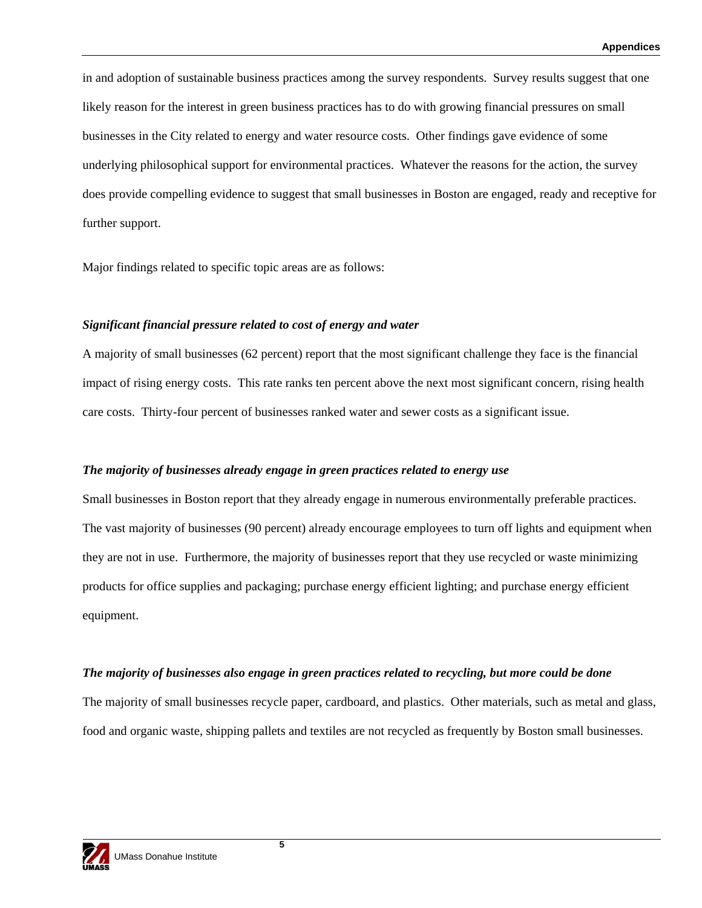in and adoption of sustainable business practices among the survey respondents. Survey results suggest that one likely reason for the interest in green business practices has to do with growing financial pressures on small businesses in the City related to energy and water resource costs. Other findings gave evidence of some underlying philosophical support for environmental practices. Whatever the reasons for the action, the survey does provide compelling evidence to suggest that small businesses in Boston are engaged, ready and receptive for further support.

Major findings related to specific topic areas are as follows:

***Significant financial pressure related to cost of energy and water***

A majority of small businesses (62 percent) report that the most significant challenge they face is the financial impact of rising energy costs. This rate ranks ten percent above the next most significant concern, rising health care costs. Thirty-four percent of businesses ranked water and sewer costs as a significant issue.

***The majority of businesses already engage in green practices related to energy use***

Small businesses in Boston report that they already engage in numerous environmentally preferable practices. The vast majority of businesses (90 percent) already encourage employees to turn off lights and equipment when they are not in use. Furthermore, the majority of businesses report that they use recycled or waste minimizing products for office supplies and packaging; purchase energy efficient lighting; and purchase energy efficient equipment.

***The majority of businesses also engage in green practices related to recycling, but more could be done***

The majority of small businesses recycle paper, cardboard, and plastics. Other materials, such as metal and glass, food and organic waste, shipping pallets and textiles are not recycled as frequently by Boston small businesses.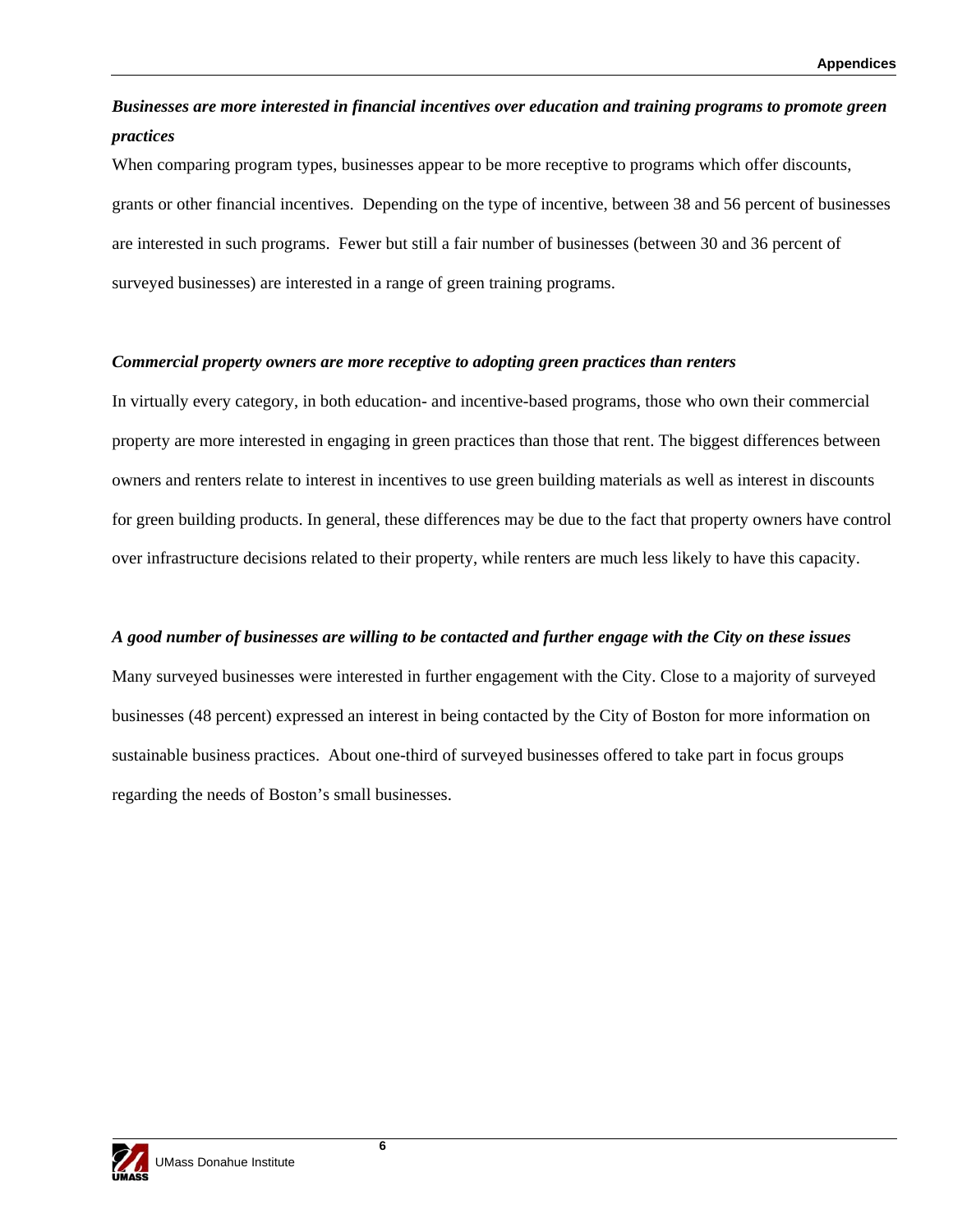***Businesses are more interested in financial incentives over education and training programs to promote green practices***

When comparing program types, businesses appear to be more receptive to programs which offer discounts, grants or other financial incentives. Depending on the type of incentive, between 38 and 56 percent of businesses are interested in such programs. Fewer but still a fair number of businesses (between 30 and 36 percent of surveyed businesses) are interested in a range of green training programs.

***Commercial property owners are more receptive to adopting green practices than renters***

In virtually every category, in both education- and incentive-based programs, those who own their commercial property are more interested in engaging in green practices than those that rent. The biggest differences between owners and renters relate to interest in incentives to use green building materials as well as interest in discounts for green building products. In general, these differences may be due to the fact that property owners have control over infrastructure decisions related to their property, while renters are much less likely to have this capacity.

***A good number of businesses are willing to be contacted and further engage with the City on these issues***

Many surveyed businesses were interested in further engagement with the City. Close to a majority of surveyed businesses (48 percent) expressed an interest in being contacted by the City of Boston for more information on sustainable business practices. About one-third of surveyed businesses offered to take part in focus groups regarding the needs of Boston's small businesses.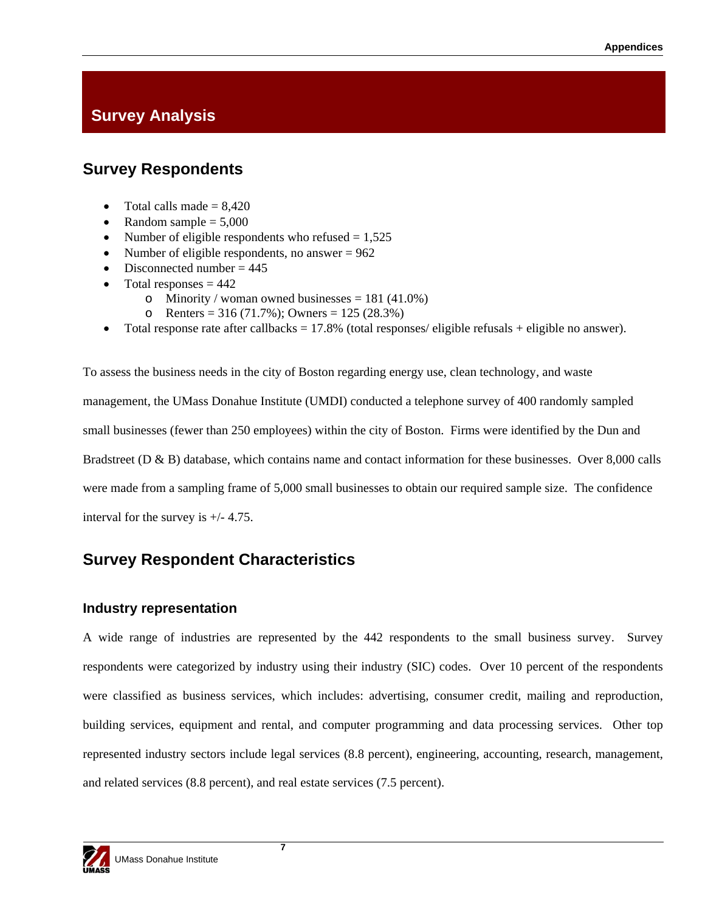# Survey Analysis

## Survey Respondents

- Total calls made = 8,420
- Random sample = 5,000
- Number of eligible respondents who refused = 1,525
- Number of eligible respondents, no answer = 962
- Disconnected number = 445
- Total responses = 442
  - Minority / woman owned businesses = 181 (41.0%)
  - Renters = 316 (71.7%); Owners = 125 (28.3%)
- Total response rate after callbacks = 17.8% (total responses/ eligible refusals + eligible no answer).

To assess the business needs in the city of Boston regarding energy use, clean technology, and waste management, the UMass Donahue Institute (UMDI) conducted a telephone survey of 400 randomly sampled small businesses (fewer than 250 employees) within the city of Boston. Firms were identified by the Dun and Bradstreet (D & B) database, which contains name and contact information for these businesses. Over 8,000 calls were made from a sampling frame of 5,000 small businesses to obtain our required sample size. The confidence interval for the survey is +/- 4.75.

## Survey Respondent Characteristics

### Industry representation

A wide range of industries are represented by the 442 respondents to the small business survey. Survey respondents were categorized by industry using their industry (SIC) codes. Over 10 percent of the respondents were classified as business services, which includes: advertising, consumer credit, mailing and reproduction, building services, equipment and rental, and computer programming and data processing services. Other top represented industry sectors include legal services (8.8 percent), engineering, accounting, research, management, and related services (8.8 percent), and real estate services (7.5 percent).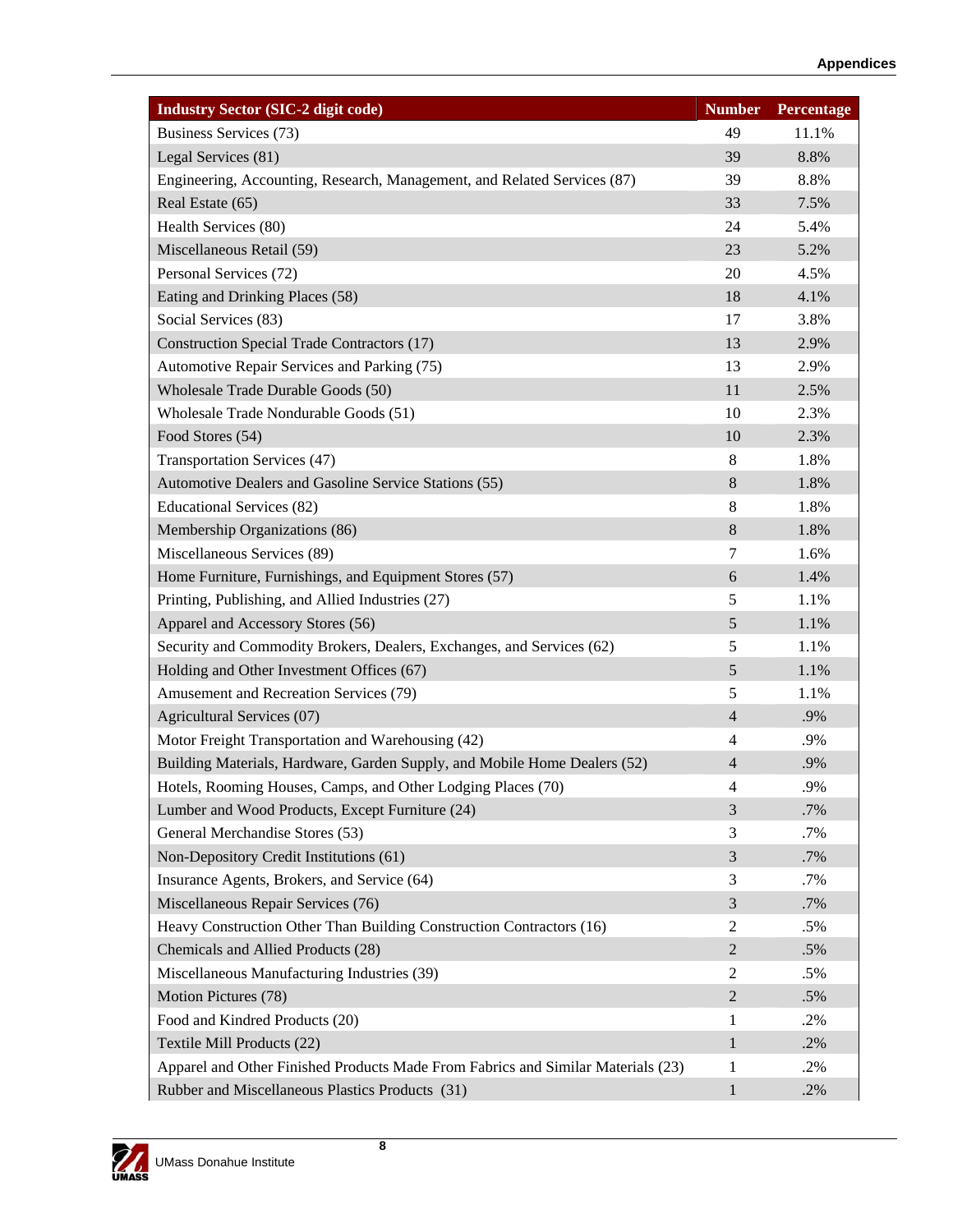| Industry Sector (SIC-2 digit code) | Number | Percentage |
|---|---|---|
| Business Services (73) | 49 | 11.1% |
| Legal Services (81) | 39 | 8.8% |
| Engineering, Accounting, Research, Management, and Related Services (87) | 39 | 8.8% |
| Real Estate (65) | 33 | 7.5% |
| Health Services (80) | 24 | 5.4% |
| Miscellaneous Retail (59) | 23 | 5.2% |
| Personal Services (72) | 20 | 4.5% |
| Eating and Drinking Places (58) | 18 | 4.1% |
| Social Services (83) | 17 | 3.8% |
| Construction Special Trade Contractors (17) | 13 | 2.9% |
| Automotive Repair Services and Parking (75) | 13 | 2.9% |
| Wholesale Trade Durable Goods (50) | 11 | 2.5% |
| Wholesale Trade Nondurable Goods (51) | 10 | 2.3% |
| Food Stores (54) | 10 | 2.3% |
| Transportation Services (47) | 8 | 1.8% |
| Automotive Dealers and Gasoline Service Stations (55) | 8 | 1.8% |
| Educational Services (82) | 8 | 1.8% |
| Membership Organizations (86) | 8 | 1.8% |
| Miscellaneous Services (89) | 7 | 1.6% |
| Home Furniture, Furnishings, and Equipment Stores (57) | 6 | 1.4% |
| Printing, Publishing, and Allied Industries (27) | 5 | 1.1% |
| Apparel and Accessory Stores (56) | 5 | 1.1% |
| Security and Commodity Brokers, Dealers, Exchanges, and Services (62) | 5 | 1.1% |
| Holding and Other Investment Offices (67) | 5 | 1.1% |
| Amusement and Recreation Services (79) | 5 | 1.1% |
| Agricultural Services (07) | 4 | .9% |
| Motor Freight Transportation and Warehousing (42) | 4 | .9% |
| Building Materials, Hardware, Garden Supply, and Mobile Home Dealers (52) | 4 | .9% |
| Hotels, Rooming Houses, Camps, and Other Lodging Places (70) | 4 | .9% |
| Lumber and Wood Products, Except Furniture (24) | 3 | .7% |
| General Merchandise Stores (53) | 3 | .7% |
| Non-Depository Credit Institutions (61) | 3 | .7% |
| Insurance Agents, Brokers, and Service (64) | 3 | .7% |
| Miscellaneous Repair Services (76) | 3 | .7% |
| Heavy Construction Other Than Building Construction Contractors (16) | 2 | .5% |
| Chemicals and Allied Products (28) | 2 | .5% |
| Miscellaneous Manufacturing Industries (39) | 2 | .5% |
| Motion Pictures (78) | 2 | .5% |
| Food and Kindred Products (20) | 1 | .2% |
| Textile Mill Products (22) | 1 | .2% |
| Apparel and Other Finished Products Made From Fabrics and Similar Materials (23) | 1 | .2% |
| Rubber and Miscellaneous Plastics Products (31) | 1 | .2% |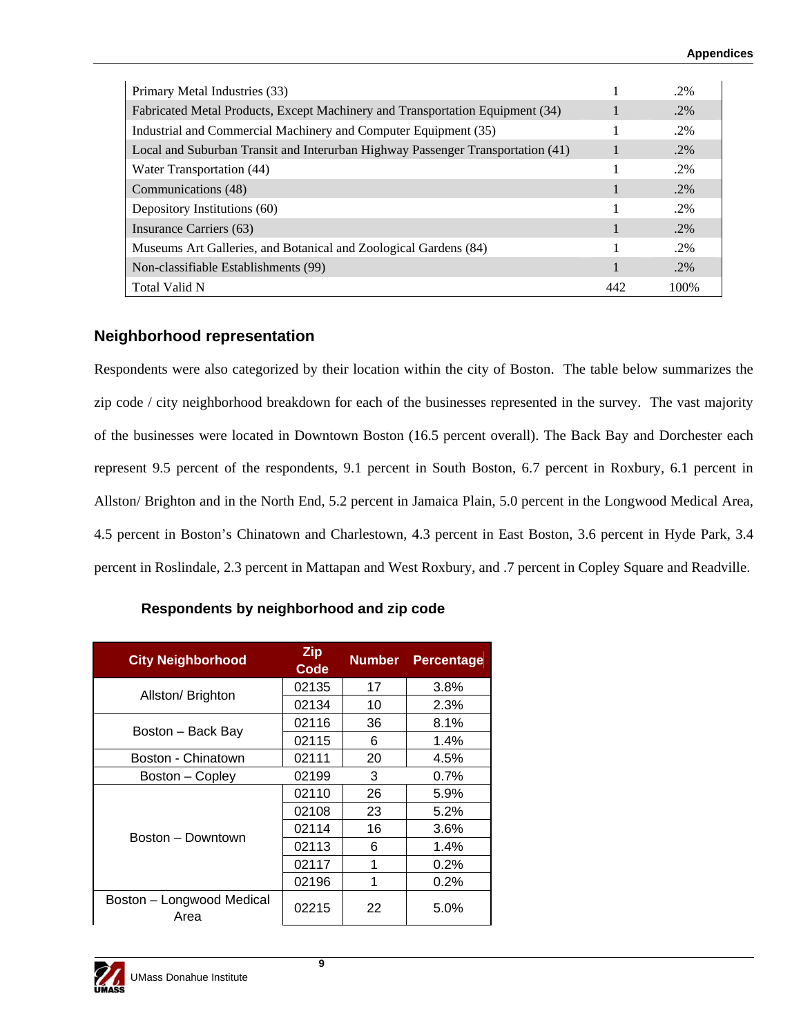| | | |
|---|---|---|
| Primary Metal Industries (33) | 1 | .2% |
| Fabricated Metal Products, Except Machinery and Transportation Equipment (34) | 1 | .2% |
| Industrial and Commercial Machinery and Computer Equipment (35) | 1 | .2% |
| Local and Suburban Transit and Interurban Highway Passenger Transportation (41) | 1 | .2% |
| Water Transportation (44) | 1 | .2% |
| Communications (48) | 1 | .2% |
| Depository Institutions (60) | 1 | .2% |
| Insurance Carriers (63) | 1 | .2% |
| Museums Art Galleries, and Botanical and Zoological Gardens (84) | 1 | .2% |
| Non-classifiable Establishments (99) | 1 | .2% |
| Total Valid N | 442 | 100% |

### Neighborhood representation

Respondents were also categorized by their location within the city of Boston. The table below summarizes the zip code / city neighborhood breakdown for each of the businesses represented in the survey. The vast majority of the businesses were located in Downtown Boston (16.5 percent overall). The Back Bay and Dorchester each represent 9.5 percent of the respondents, 9.1 percent in South Boston, 6.7 percent in Roxbury, 6.1 percent in Allston/ Brighton and in the North End, 5.2 percent in Jamaica Plain, 5.0 percent in the Longwood Medical Area, 4.5 percent in Boston's Chinatown and Charlestown, 4.3 percent in East Boston, 3.6 percent in Hyde Park, 3.4 percent in Roslindale, 2.3 percent in Mattapan and West Roxbury, and .7 percent in Copley Square and Readville.

**Respondents by neighborhood and zip code**

| City Neighborhood | Zip Code | Number | Percentage |
|---|---|---|---|
| Allston/ Brighton | 02135 | 17 | 3.8% |
| | 02134 | 10 | 2.3% |
| Boston – Back Bay | 02116 | 36 | 8.1% |
| | 02115 | 6 | 1.4% |
| Boston - Chinatown | 02111 | 20 | 4.5% |
| Boston – Copley | 02199 | 3 | 0.7% |
| Boston – Downtown | 02110 | 26 | 5.9% |
| | 02108 | 23 | 5.2% |
| | 02114 | 16 | 3.6% |
| | 02113 | 6 | 1.4% |
| | 02117 | 1 | 0.2% |
| | 02196 | 1 | 0.2% |
| Boston – Longwood Medical Area | 02215 | 22 | 5.0% |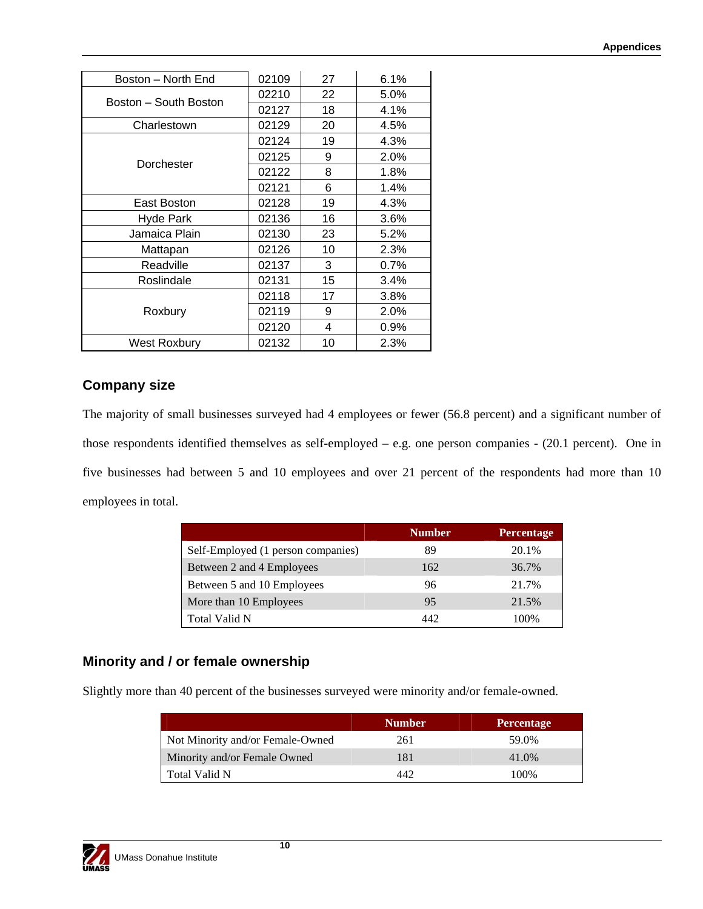| Boston – North End | 02109 | 27 | 6.1% |
|---|---|---|---|
| Boston – South Boston | 02210 | 22 | 5.0% |
| | 02127 | 18 | 4.1% |
| Charlestown | 02129 | 20 | 4.5% |
| Dorchester | 02124 | 19 | 4.3% |
| | 02125 | 9 | 2.0% |
| | 02122 | 8 | 1.8% |
| | 02121 | 6 | 1.4% |
| East Boston | 02128 | 19 | 4.3% |
| Hyde Park | 02136 | 16 | 3.6% |
| Jamaica Plain | 02130 | 23 | 5.2% |
| Mattapan | 02126 | 10 | 2.3% |
| Readville | 02137 | 3 | 0.7% |
| Roslindale | 02131 | 15 | 3.4% |
| Roxbury | 02118 | 17 | 3.8% |
| | 02119 | 9 | 2.0% |
| | 02120 | 4 | 0.9% |
| West Roxbury | 02132 | 10 | 2.3% |

## Company size

The majority of small businesses surveyed had 4 employees or fewer (56.8 percent) and a significant number of those respondents identified themselves as self-employed – e.g. one person companies - (20.1 percent). One in five businesses had between 5 and 10 employees and over 21 percent of the respondents had more than 10 employees in total.

| | Number | Percentage |
|---|---|---|
| Self-Employed (1 person companies) | 89 | 20.1% |
| Between 2 and 4 Employees | 162 | 36.7% |
| Between 5 and 10 Employees | 96 | 21.7% |
| More than 10 Employees | 95 | 21.5% |
| Total Valid N | 442 | 100% |

## Minority and / or female ownership

Slightly more than 40 percent of the businesses surveyed were minority and/or female-owned.

| | Number | Percentage |
|---|---|---|
| Not Minority and/or Female-Owned | 261 | 59.0% |
| Minority and/or Female Owned | 181 | 41.0% |
| Total Valid N | 442 | 100% |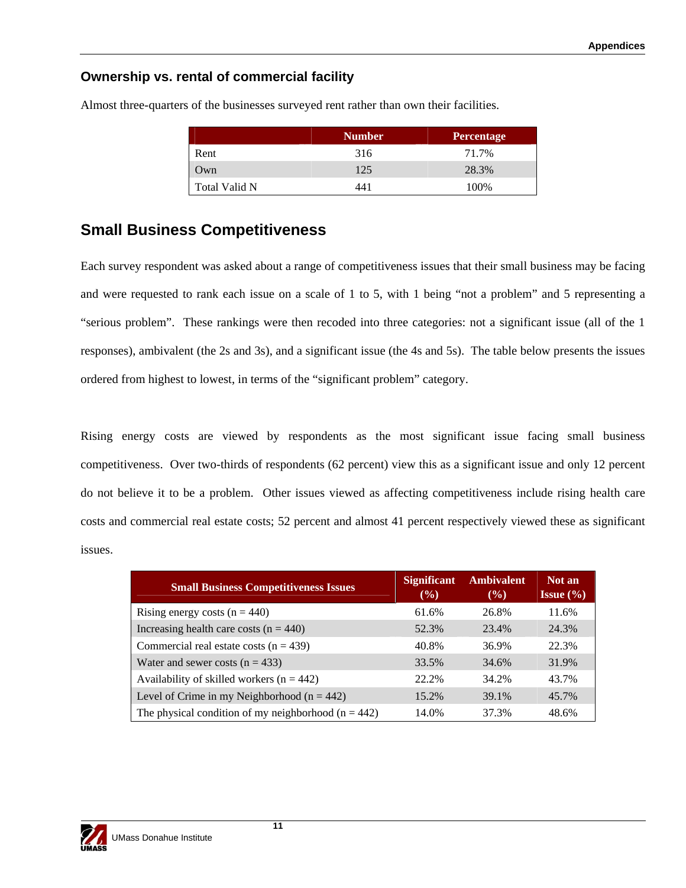### Ownership vs. rental of commercial facility

Almost three-quarters of the businesses surveyed rent rather than own their facilities.

| | Number | Percentage |
|---|---|---|
| Rent | 316 | 71.7% |
| Own | 125 | 28.3% |
| Total Valid N | 441 | 100% |

## Small Business Competitiveness

Each survey respondent was asked about a range of competitiveness issues that their small business may be facing and were requested to rank each issue on a scale of 1 to 5, with 1 being “not a problem” and 5 representing a “serious problem”. These rankings were then recoded into three categories: not a significant issue (all of the 1 responses), ambivalent (the 2s and 3s), and a significant issue (the 4s and 5s). The table below presents the issues ordered from highest to lowest, in terms of the “significant problem” category.

Rising energy costs are viewed by respondents as the most significant issue facing small business competitiveness. Over two-thirds of respondents (62 percent) view this as a significant issue and only 12 percent do not believe it to be a problem. Other issues viewed as affecting competitiveness include rising health care costs and commercial real estate costs; 52 percent and almost 41 percent respectively viewed these as significant issues.

| Small Business Competitiveness Issues | Significant (%) | Ambivalent (%) | Not an Issue (%) |
|---|---|---|---|
| Rising energy costs (n = 440) | 61.6% | 26.8% | 11.6% |
| Increasing health care costs (n = 440) | 52.3% | 23.4% | 24.3% |
| Commercial real estate costs (n = 439) | 40.8% | 36.9% | 22.3% |
| Water and sewer costs (n = 433) | 33.5% | 34.6% | 31.9% |
| Availability of skilled workers (n = 442) | 22.2% | 34.2% | 43.7% |
| Level of Crime in my Neighborhood (n = 442) | 15.2% | 39.1% | 45.7% |
| The physical condition of my neighborhood (n = 442) | 14.0% | 37.3% | 48.6% |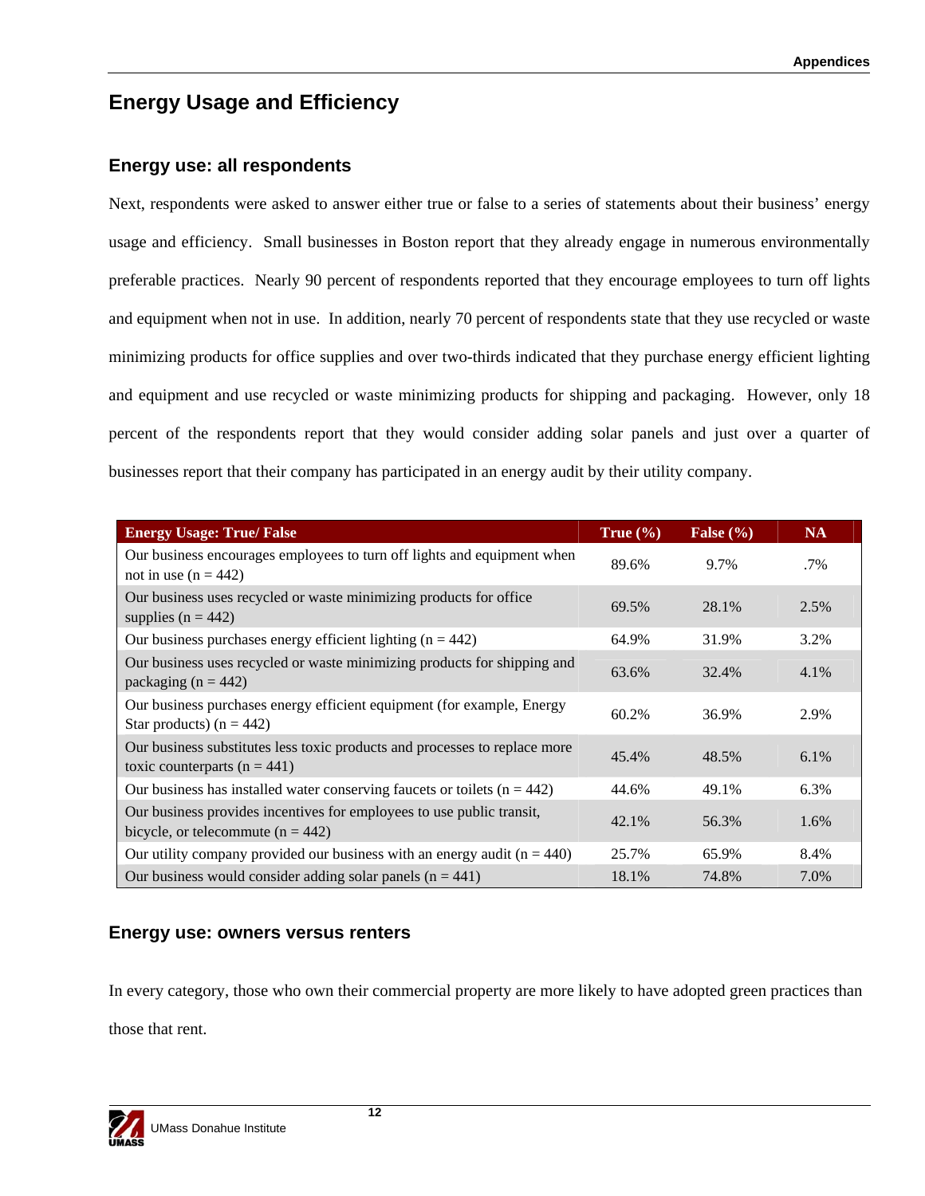## Energy Usage and Efficiency

### Energy use: all respondents

Next, respondents were asked to answer either true or false to a series of statements about their business' energy usage and efficiency. Small businesses in Boston report that they already engage in numerous environmentally preferable practices. Nearly 90 percent of respondents reported that they encourage employees to turn off lights and equipment when not in use. In addition, nearly 70 percent of respondents state that they use recycled or waste minimizing products for office supplies and over two-thirds indicated that they purchase energy efficient lighting and equipment and use recycled or waste minimizing products for shipping and packaging. However, only 18 percent of the respondents report that they would consider adding solar panels and just over a quarter of businesses report that their company has participated in an energy audit by their utility company.

| Energy Usage: True/ False | True (%) | False (%) | NA |
|---|---|---|---|
| Our business encourages employees to turn off lights and equipment when not in use (n = 442) | 89.6% | 9.7% | .7% |
| Our business uses recycled or waste minimizing products for office supplies (n = 442) | 69.5% | 28.1% | 2.5% |
| Our business purchases energy efficient lighting (n = 442) | 64.9% | 31.9% | 3.2% |
| Our business uses recycled or waste minimizing products for shipping and packaging (n = 442) | 63.6% | 32.4% | 4.1% |
| Our business purchases energy efficient equipment (for example, Energy Star products) (n = 442) | 60.2% | 36.9% | 2.9% |
| Our business substitutes less toxic products and processes to replace more toxic counterparts (n = 441) | 45.4% | 48.5% | 6.1% |
| Our business has installed water conserving faucets or toilets (n = 442) | 44.6% | 49.1% | 6.3% |
| Our business provides incentives for employees to use public transit, bicycle, or telecommute (n = 442) | 42.1% | 56.3% | 1.6% |
| Our utility company provided our business with an energy audit (n = 440) | 25.7% | 65.9% | 8.4% |
| Our business would consider adding solar panels (n = 441) | 18.1% | 74.8% | 7.0% |

### Energy use: owners versus renters

In every category, those who own their commercial property are more likely to have adopted green practices than those that rent.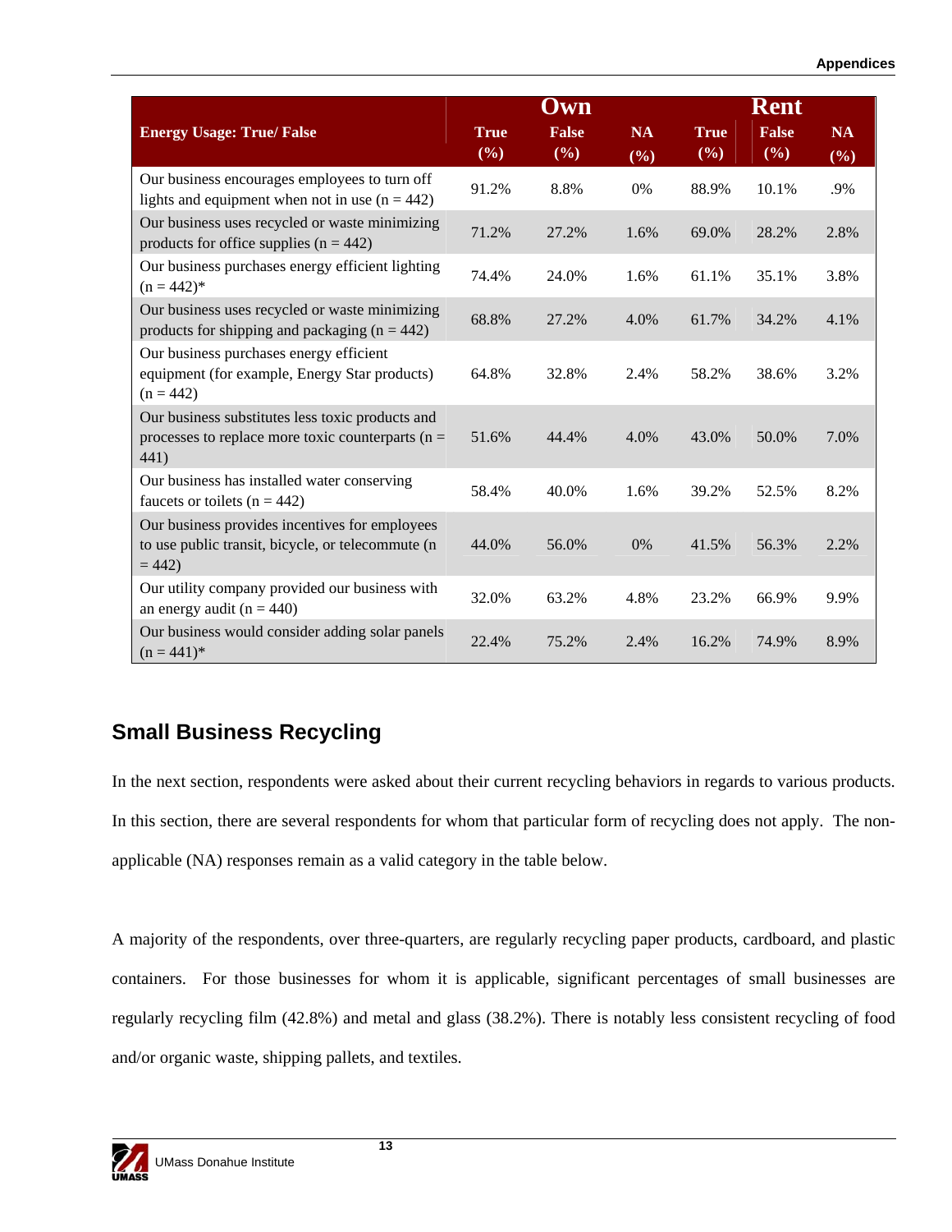| Energy Usage: True/ False | Own | | | Rent | | |
|---|---|---|---|---|---|---|
| | True (%) | False (%) | NA (%) | True (%) | False (%) | NA (%) |
| Our business encourages employees to turn off lights and equipment when not in use (n = 442) | 91.2% | 8.8% | 0% | 88.9% | 10.1% | .9% |
| Our business uses recycled or waste minimizing products for office supplies (n = 442) | 71.2% | 27.2% | 1.6% | 69.0% | 28.2% | 2.8% |
| Our business purchases energy efficient lighting (n = 442)* | 74.4% | 24.0% | 1.6% | 61.1% | 35.1% | 3.8% |
| Our business uses recycled or waste minimizing products for shipping and packaging (n = 442) | 68.8% | 27.2% | 4.0% | 61.7% | 34.2% | 4.1% |
| Our business purchases energy efficient equipment (for example, Energy Star products) (n = 442) | 64.8% | 32.8% | 2.4% | 58.2% | 38.6% | 3.2% |
| Our business substitutes less toxic products and processes to replace more toxic counterparts (n = 441) | 51.6% | 44.4% | 4.0% | 43.0% | 50.0% | 7.0% |
| Our business has installed water conserving faucets or toilets (n = 442) | 58.4% | 40.0% | 1.6% | 39.2% | 52.5% | 8.2% |
| Our business provides incentives for employees to use public transit, bicycle, or telecommute (n = 442) | 44.0% | 56.0% | 0% | 41.5% | 56.3% | 2.2% |
| Our utility company provided our business with an energy audit (n = 440) | 32.0% | 63.2% | 4.8% | 23.2% | 66.9% | 9.9% |
| Our business would consider adding solar panels (n = 441)* | 22.4% | 75.2% | 2.4% | 16.2% | 74.9% | 8.9% |

## Small Business Recycling

In the next section, respondents were asked about their current recycling behaviors in regards to various products. In this section, there are several respondents for whom that particular form of recycling does not apply. The non-applicable (NA) responses remain as a valid category in the table below.

A majority of the respondents, over three-quarters, are regularly recycling paper products, cardboard, and plastic containers. For those businesses for whom it is applicable, significant percentages of small businesses are regularly recycling film (42.8%) and metal and glass (38.2%). There is notably less consistent recycling of food and/or organic waste, shipping pallets, and textiles.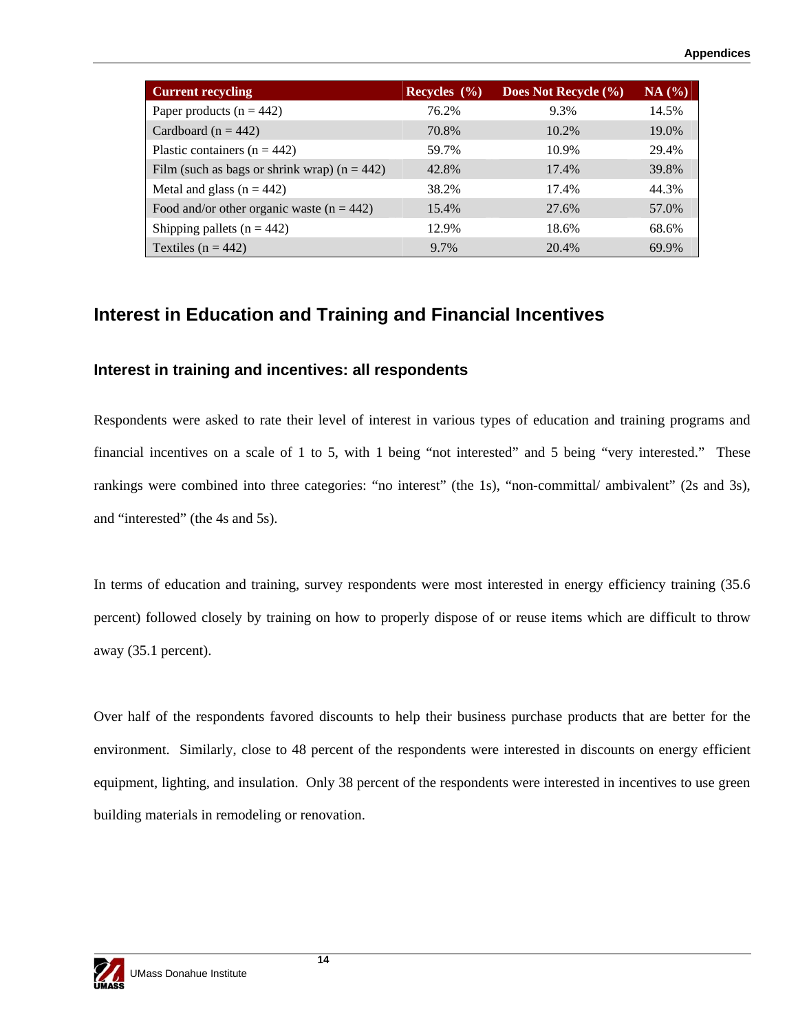| Current recycling | Recycles (%) | Does Not Recycle (%) | NA (%) |
|---|---|---|---|
| Paper products (n = 442) | 76.2% | 9.3% | 14.5% |
| Cardboard (n = 442) | 70.8% | 10.2% | 19.0% |
| Plastic containers (n = 442) | 59.7% | 10.9% | 29.4% |
| Film (such as bags or shrink wrap) (n = 442) | 42.8% | 17.4% | 39.8% |
| Metal and glass (n = 442) | 38.2% | 17.4% | 44.3% |
| Food and/or other organic waste (n = 442) | 15.4% | 27.6% | 57.0% |
| Shipping pallets (n = 442) | 12.9% | 18.6% | 68.6% |
| Textiles (n = 442) | 9.7% | 20.4% | 69.9% |

## Interest in Education and Training and Financial Incentives

### Interest in training and incentives: all respondents

Respondents were asked to rate their level of interest in various types of education and training programs and financial incentives on a scale of 1 to 5, with 1 being "not interested" and 5 being "very interested." These rankings were combined into three categories: "no interest" (the 1s), "non-committal/ ambivalent" (2s and 3s), and "interested" (the 4s and 5s).

In terms of education and training, survey respondents were most interested in energy efficiency training (35.6 percent) followed closely by training on how to properly dispose of or reuse items which are difficult to throw away (35.1 percent).

Over half of the respondents favored discounts to help their business purchase products that are better for the environment. Similarly, close to 48 percent of the respondents were interested in discounts on energy efficient equipment, lighting, and insulation. Only 38 percent of the respondents were interested in incentives to use green building materials in remodeling or renovation.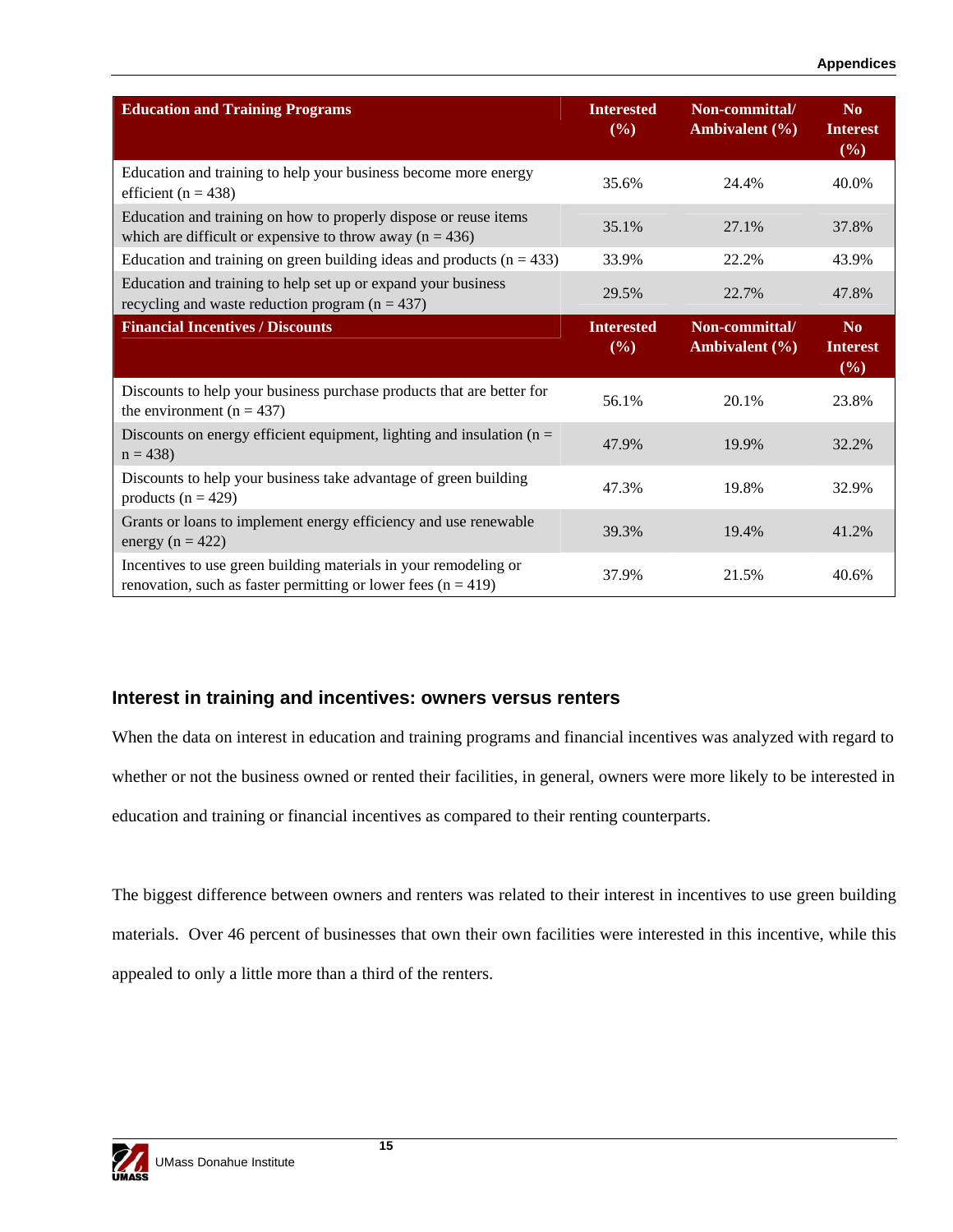| Education and Training Programs | Interested (%) | Non-committal/ Ambivalent (%) | No Interest (%) |
|---|---|---|---|
| Education and training to help your business become more energy efficient (n = 438) | 35.6% | 24.4% | 40.0% |
| Education and training on how to properly dispose or reuse items which are difficult or expensive to throw away (n = 436) | 35.1% | 27.1% | 37.8% |
| Education and training on green building ideas and products (n = 433) | 33.9% | 22.2% | 43.9% |
| Education and training to help set up or expand your business recycling and waste reduction program (n = 437) | 29.5% | 22.7% | 47.8% |
| **Financial Incentives / Discounts** | **Interested (%)** | **Non-committal/ Ambivalent (%)** | **No Interest (%)** |
| Discounts to help your business purchase products that are better for the environment (n = 437) | 56.1% | 20.1% | 23.8% |
| Discounts on energy efficient equipment, lighting and insulation (n = n = 438) | 47.9% | 19.9% | 32.2% |
| Discounts to help your business take advantage of green building products (n = 429) | 47.3% | 19.8% | 32.9% |
| Grants or loans to implement energy efficiency and use renewable energy (n = 422) | 39.3% | 19.4% | 41.2% |
| Incentives to use green building materials in your remodeling or renovation, such as faster permitting or lower fees (n = 419) | 37.9% | 21.5% | 40.6% |

### Interest in training and incentives: owners versus renters

When the data on interest in education and training programs and financial incentives was analyzed with regard to whether or not the business owned or rented their facilities, in general, owners were more likely to be interested in education and training or financial incentives as compared to their renting counterparts.

The biggest difference between owners and renters was related to their interest in incentives to use green building materials. Over 46 percent of businesses that own their own facilities were interested in this incentive, while this appealed to only a little more than a third of the renters.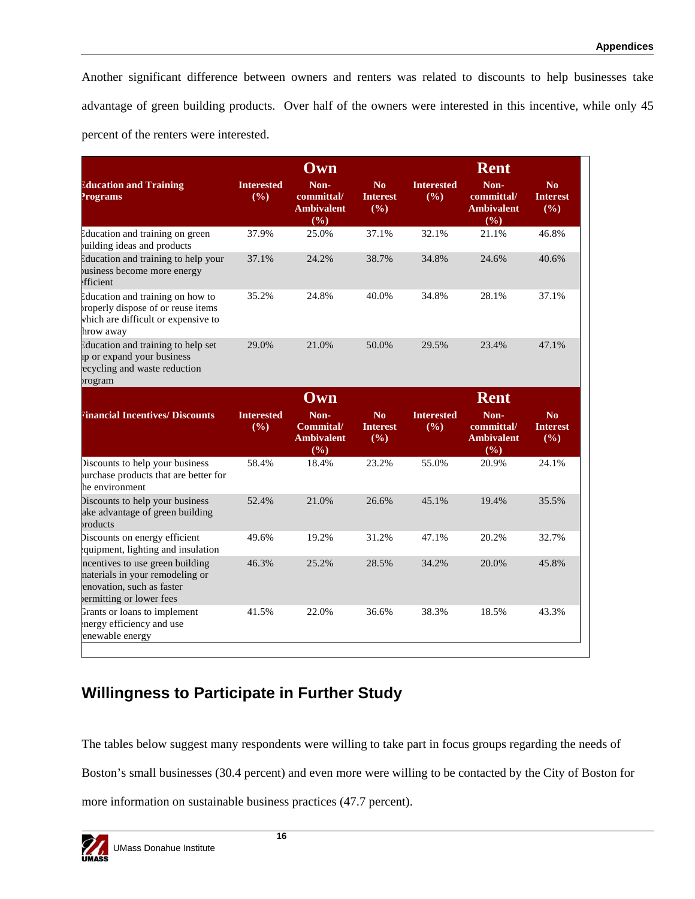Another significant difference between owners and renters was related to discounts to help businesses take advantage of green building products. Over half of the owners were interested in this incentive, while only 45 percent of the renters were interested.

| | Own | | | Rent | | |
|---|---|---|---|---|---|---|
| Education and Training Programs | Interested (%) | Non-committal/ Ambivalent (%) | No Interest (%) | Interested (%) | Non-committal/ Ambivalent (%) | No Interest (%) |
| Education and training on green building ideas and products | 37.9% | 25.0% | 37.1% | 32.1% | 21.1% | 46.8% |
| Education and training to help your business become more energy efficient | 37.1% | 24.2% | 38.7% | 34.8% | 24.6% | 40.6% |
| Education and training on how to properly dispose of or reuse items which are difficult or expensive to throw away | 35.2% | 24.8% | 40.0% | 34.8% | 28.1% | 37.1% |
| Education and training to help set up or expand your business recycling and waste reduction program | 29.0% | 21.0% | 50.0% | 29.5% | 23.4% | 47.1% |
| | Own | | | Rent | | |
| Financial Incentives/ Discounts | Interested (%) | Non-Commital/ Ambivalent (%) | No Interest (%) | Interested (%) | Non-committal/ Ambivalent (%) | No Interest (%) |
| Discounts to help your business purchase products that are better for the environment | 58.4% | 18.4% | 23.2% | 55.0% | 20.9% | 24.1% |
| Discounts to help your business take advantage of green building products | 52.4% | 21.0% | 26.6% | 45.1% | 19.4% | 35.5% |
| Discounts on energy efficient equipment, lighting and insulation | 49.6% | 19.2% | 31.2% | 47.1% | 20.2% | 32.7% |
| Incentives to use green building materials in your remodeling or renovation, such as faster permitting or lower fees | 46.3% | 25.2% | 28.5% | 34.2% | 20.0% | 45.8% |
| Grants or loans to implement energy efficiency and use renewable energy | 41.5% | 22.0% | 36.6% | 38.3% | 18.5% | 43.3% |

## Willingness to Participate in Further Study

The tables below suggest many respondents were willing to take part in focus groups regarding the needs of Boston's small businesses (30.4 percent) and even more were willing to be contacted by the City of Boston for more information on sustainable business practices (47.7 percent).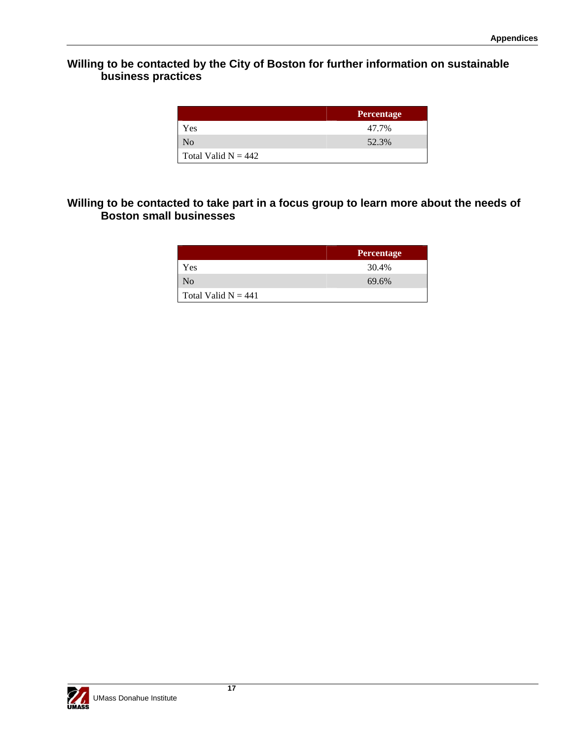### Willing to be contacted by the City of Boston for further information on sustainable business practices

| | Percentage |
|---|---|
| Yes | 47.7% |
| No | 52.3% |
| Total Valid N = 442 | |

### Willing to be contacted to take part in a focus group to learn more about the needs of Boston small businesses

| | Percentage |
|---|---|
| Yes | 30.4% |
| No | 69.6% |
| Total Valid N = 441 | |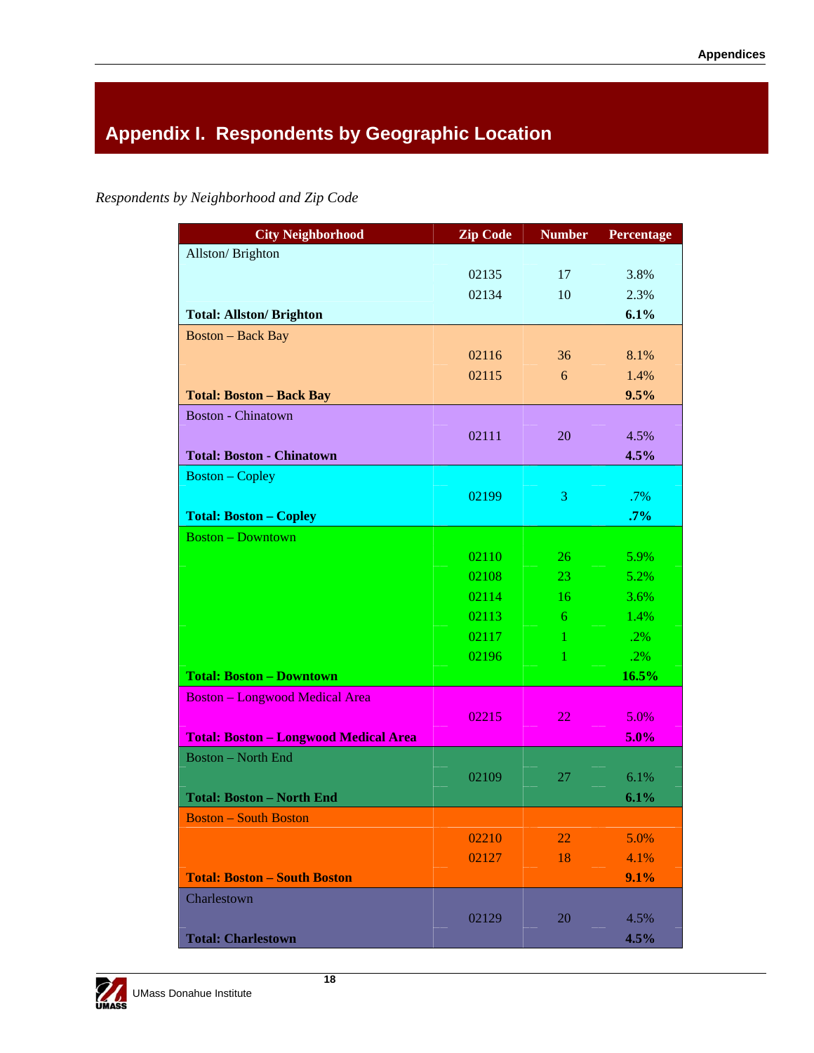# Appendix I. Respondents by Geographic Location

*Respondents by Neighborhood and Zip Code*

| City Neighborhood | Zip Code | Number | Percentage |
|---|---|---|---|
| Allston/ Brighton | | | |
| | 02135 | 17 | 3.8% |
| | 02134 | 10 | 2.3% |
| **Total: Allston/ Brighton** | | | **6.1%** |
| Boston – Back Bay | | | |
| | 02116 | 36 | 8.1% |
| | 02115 | 6 | 1.4% |
| **Total: Boston – Back Bay** | | | **9.5%** |
| Boston - Chinatown | | | |
| | 02111 | 20 | 4.5% |
| **Total: Boston - Chinatown** | | | **4.5%** |
| Boston – Copley | | | |
| | 02199 | 3 | .7% |
| **Total: Boston – Copley** | | | **.7%** |
| Boston – Downtown | | | |
| | 02110 | 26 | 5.9% |
| | 02108 | 23 | 5.2% |
| | 02114 | 16 | 3.6% |
| | 02113 | 6 | 1.4% |
| | 02117 | 1 | .2% |
| | 02196 | 1 | .2% |
| **Total: Boston – Downtown** | | | **16.5%** |
| Boston – Longwood Medical Area | | | |
| | 02215 | 22 | 5.0% |
| **Total: Boston – Longwood Medical Area** | | | **5.0%** |
| Boston – North End | | | |
| | 02109 | 27 | 6.1% |
| **Total: Boston – North End** | | | **6.1%** |
| Boston – South Boston | | | |
| | 02210 | 22 | 5.0% |
| | 02127 | 18 | 4.1% |
| **Total: Boston – South Boston** | | | **9.1%** |
| Charlestown | | | |
| | 02129 | 20 | 4.5% |
| **Total: Charlestown** | | | **4.5%** |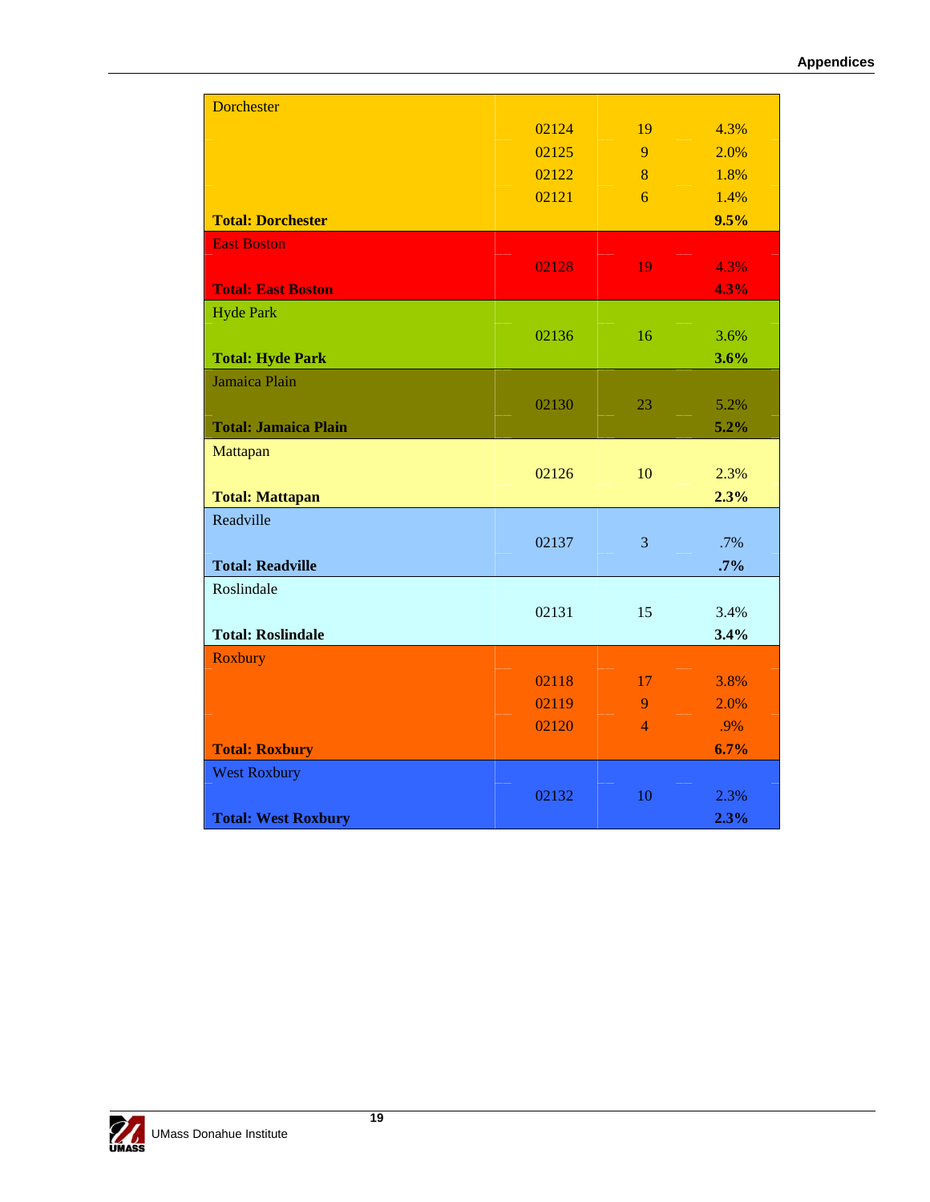| | | | |
|---|---|---|---|
| Dorchester | | | |
| | 02124 | 19 | 4.3% |
| | 02125 | 9 | 2.0% |
| | 02122 | 8 | 1.8% |
| | 02121 | 6 | 1.4% |
| **Total: Dorchester** | | | **9.5%** |
| East Boston | | | |
| | 02128 | 19 | 4.3% |
| **Total: East Boston** | | | **4.3%** |
| Hyde Park | | | |
| | 02136 | 16 | 3.6% |
| **Total: Hyde Park** | | | **3.6%** |
| Jamaica Plain | | | |
| | 02130 | 23 | 5.2% |
| **Total: Jamaica Plain** | | | **5.2%** |
| Mattapan | | | |
| | 02126 | 10 | 2.3% |
| **Total: Mattapan** | | | **2.3%** |
| Readville | | | |
| | 02137 | 3 | .7% |
| **Total: Readville** | | | **.7%** |
| Roslindale | | | |
| | 02131 | 15 | 3.4% |
| **Total: Roslindale** | | | **3.4%** |
| Roxbury | | | |
| | 02118 | 17 | 3.8% |
| | 02119 | 9 | 2.0% |
| | 02120 | 4 | .9% |
| **Total: Roxbury** | | | **6.7%** |
| West Roxbury | | | |
| | 02132 | 10 | 2.3% |
| **Total: West Roxbury** | | | **2.3%** |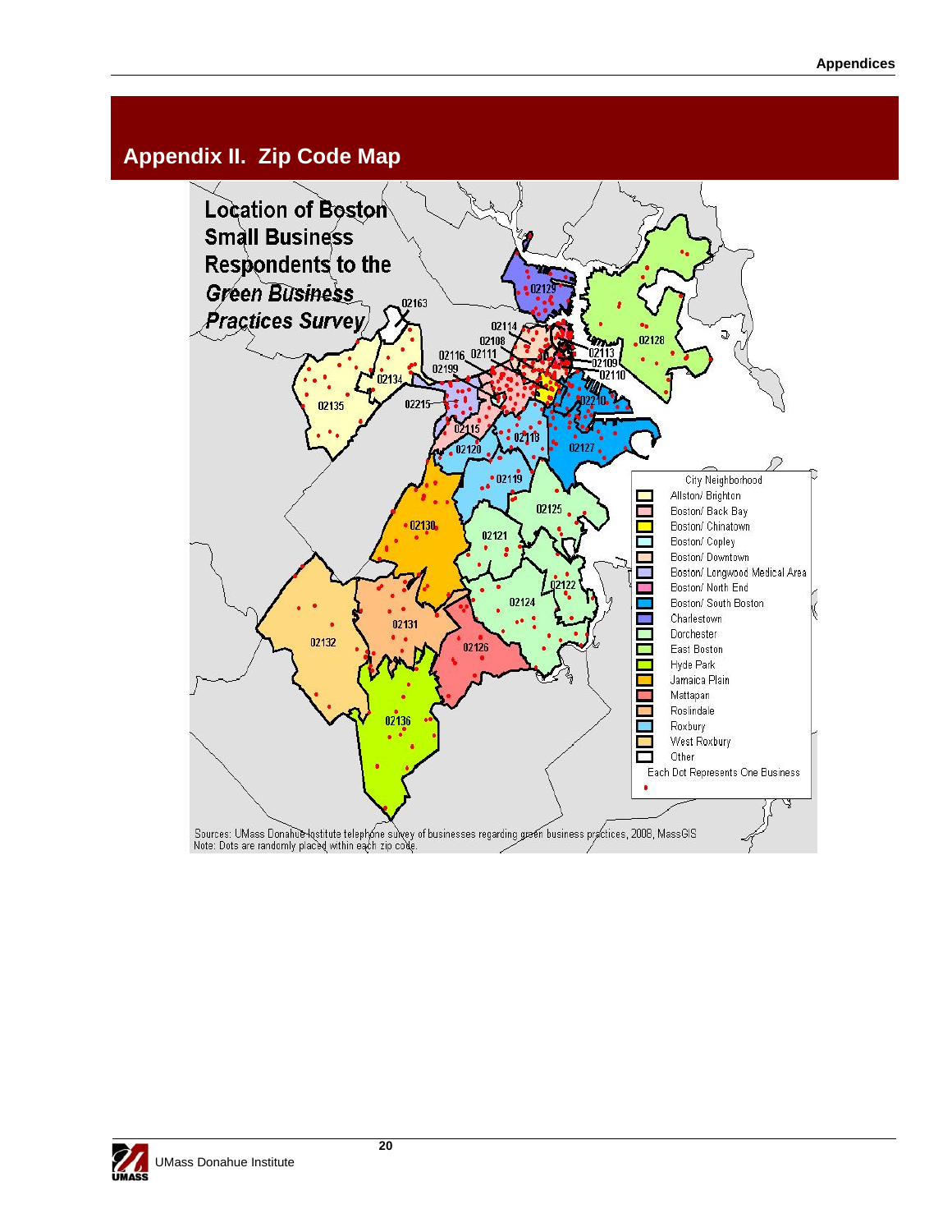# Appendix II. Zip Code Map

**Location of Boston Small Business Respondents to the *Green Business Practices Survey***

City Neighborhood

- Allston/ Brighton
- Boston/ Back Bay
- Boston/ Chinatown
- Boston/ Copley
- Boston/ Downtown
- Boston/ Longwood Medical Area
- Boston/ North End
- Boston/ South Boston
- Charlestown
- Dorchester
- East Boston
- Hyde Park
- Jamaica Plain
- Mattapan
- Roslindale
- Roxbury
- West Roxbury
- Other

Each Dot Represents One Business

Sources: UMass Donahue Institute telephone survey of businesses regarding green business practices, 2008, MassGIS
Note: Dots are randomly placed within each zip code.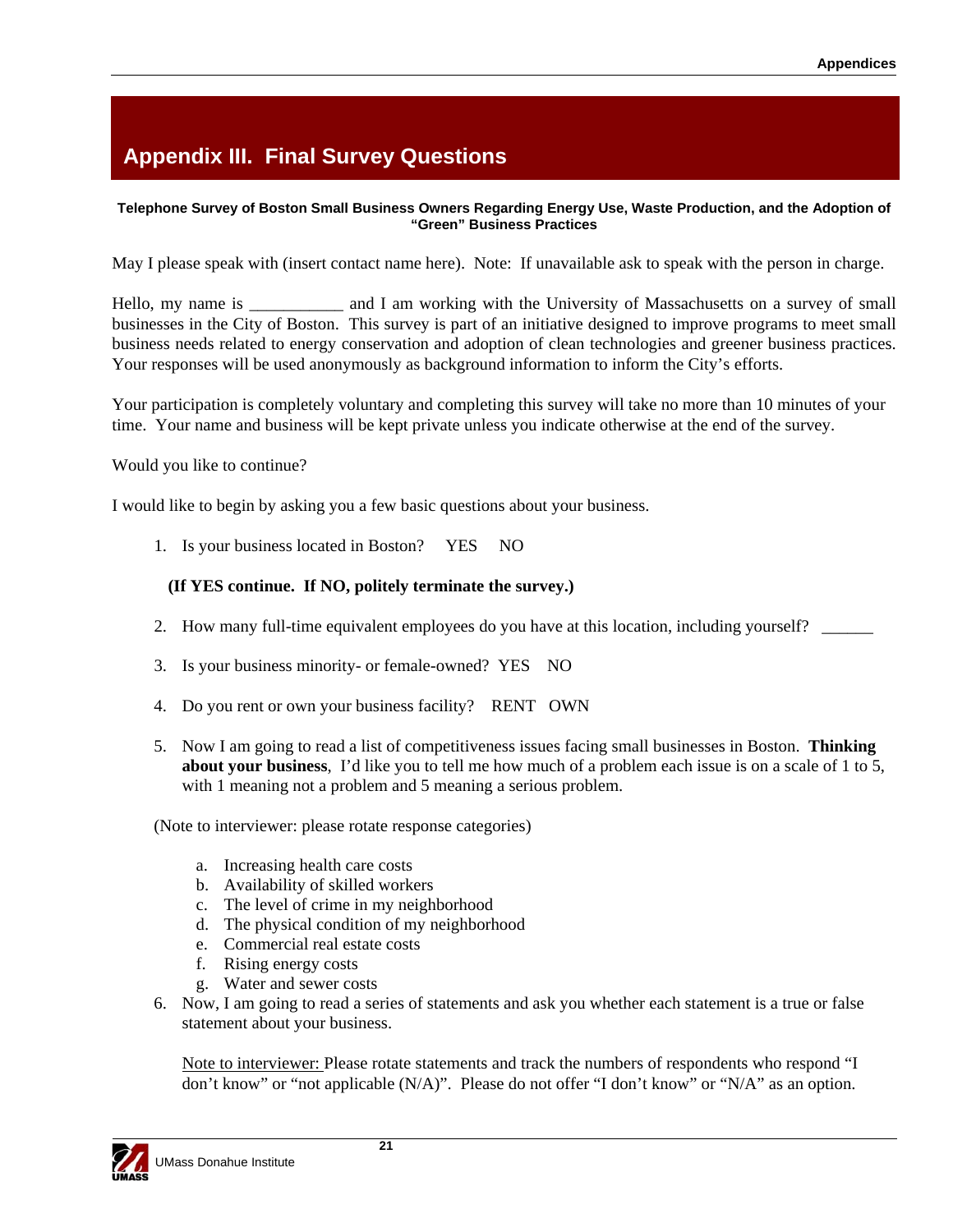# Appendix III. Final Survey Questions

**Telephone Survey of Boston Small Business Owners Regarding Energy Use, Waste Production, and the Adoption of "Green" Business Practices**

May I please speak with (insert contact name here). Note: If unavailable ask to speak with the person in charge.

Hello, my name is ___________ and I am working with the University of Massachusetts on a survey of small businesses in the City of Boston. This survey is part of an initiative designed to improve programs to meet small business needs related to energy conservation and adoption of clean technologies and greener business practices. Your responses will be used anonymously as background information to inform the City's efforts.

Your participation is completely voluntary and completing this survey will take no more than 10 minutes of your time. Your name and business will be kept private unless you indicate otherwise at the end of the survey.

Would you like to continue?

I would like to begin by asking you a few basic questions about your business.

1. Is your business located in Boston? YES NO

   **(If YES continue. If NO, politely terminate the survey.)**

2. How many full-time equivalent employees do you have at this location, including yourself? ______
3. Is your business minority- or female-owned? YES NO
4. Do you rent or own your business facility? RENT OWN
5. Now I am going to read a list of competitiveness issues facing small businesses in Boston. **Thinking about your business**, I'd like you to tell me how much of a problem each issue is on a scale of 1 to 5, with 1 meaning not a problem and 5 meaning a serious problem.

   (Note to interviewer: please rotate response categories)

   a. Increasing health care costs
   b. Availability of skilled workers
   c. The level of crime in my neighborhood
   d. The physical condition of my neighborhood
   e. Commercial real estate costs
   f. Rising energy costs
   g. Water and sewer costs

6. Now, I am going to read a series of statements and ask you whether each statement is a true or false statement about your business.

   Note to interviewer: Please rotate statements and track the numbers of respondents who respond "I don't know" or "not applicable (N/A)". Please do not offer "I don't know" or "N/A" as an option.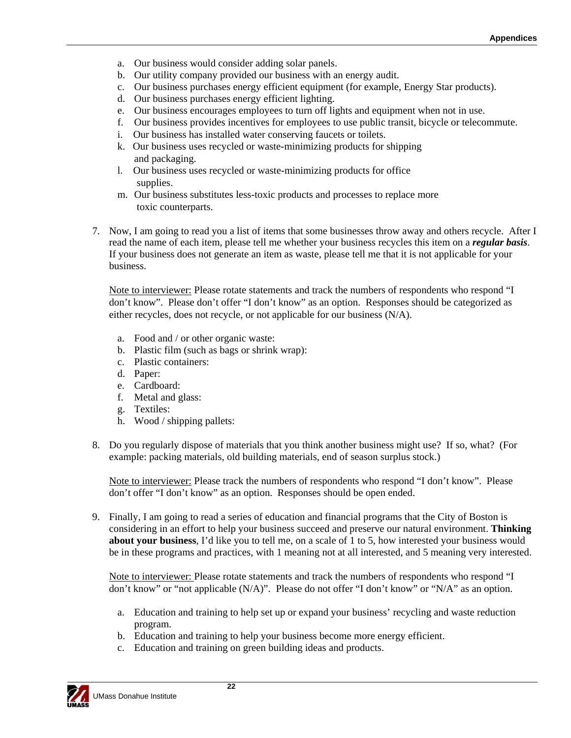a. Our business would consider adding solar panels.
b. Our utility company provided our business with an energy audit.
c. Our business purchases energy efficient equipment (for example, Energy Star products).
d. Our business purchases energy efficient lighting.
e. Our business encourages employees to turn off lights and equipment when not in use.
f. Our business provides incentives for employees to use public transit, bicycle or telecommute.
i. Our business has installed water conserving faucets or toilets.
k. Our business uses recycled or waste-minimizing products for shipping and packaging.
l. Our business uses recycled or waste-minimizing products for office supplies.
m. Our business substitutes less-toxic products and processes to replace more toxic counterparts.

7. Now, I am going to read you a list of items that some businesses throw away and others recycle. After I read the name of each item, please tell me whether your business recycles this item on a ***regular basis***. If your business does not generate an item as waste, please tell me that it is not applicable for your business.

   Note to interviewer: Please rotate statements and track the numbers of respondents who respond "I don't know". Please don't offer "I don't know" as an option. Responses should be categorized as either recycles, does not recycle, or not applicable for our business (N/A).

   a. Food and / or other organic waste:
   b. Plastic film (such as bags or shrink wrap):
   c. Plastic containers:
   d. Paper:
   e. Cardboard:
   f. Metal and glass:
   g. Textiles:
   h. Wood / shipping pallets:

8. Do you regularly dispose of materials that you think another business might use? If so, what? (For example: packing materials, old building materials, end of season surplus stock.)

   Note to interviewer: Please track the numbers of respondents who respond "I don't know". Please don't offer "I don't know" as an option. Responses should be open ended.

9. Finally, I am going to read a series of education and financial programs that the City of Boston is considering in an effort to help your business succeed and preserve our natural environment. **Thinking about your business**, I'd like you to tell me, on a scale of 1 to 5, how interested your business would be in these programs and practices, with 1 meaning not at all interested, and 5 meaning very interested.

   Note to interviewer: Please rotate statements and track the numbers of respondents who respond "I don't know" or "not applicable (N/A)". Please do not offer "I don't know" or "N/A" as an option.

   a. Education and training to help set up or expand your business' recycling and waste reduction program.
   b. Education and training to help your business become more energy efficient.
   c. Education and training on green building ideas and products.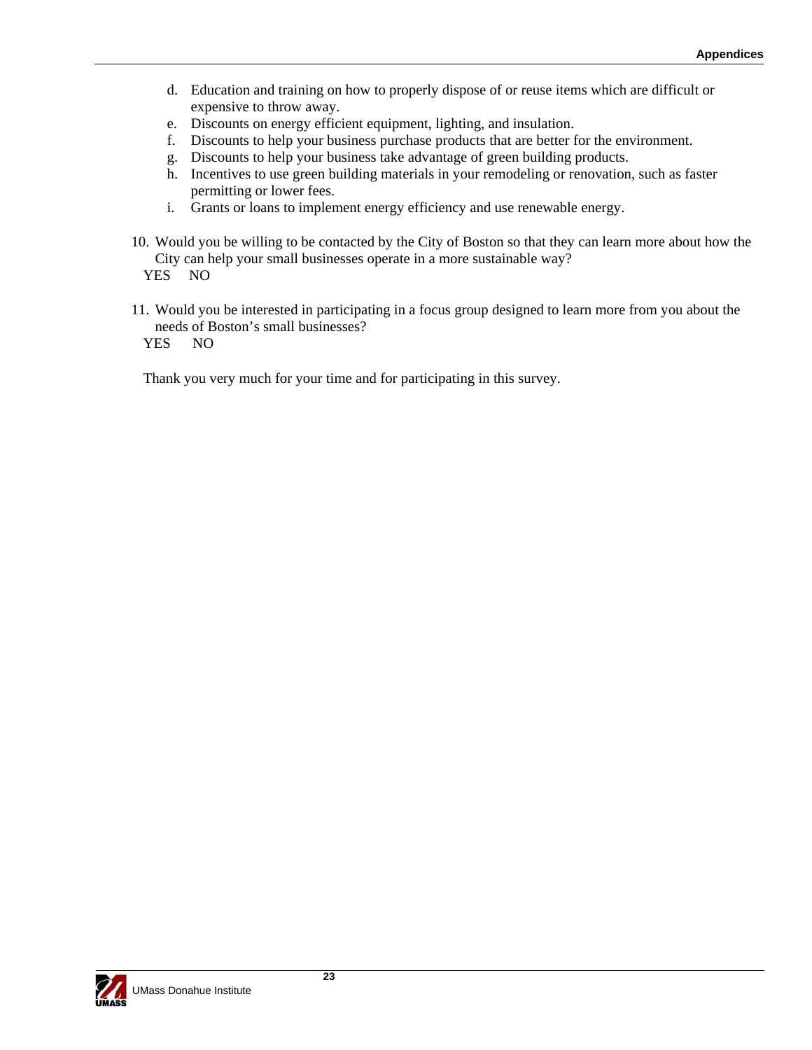d. Education and training on how to properly dispose of or reuse items which are difficult or expensive to throw away.
e. Discounts on energy efficient equipment, lighting, and insulation.
f. Discounts to help your business purchase products that are better for the environment.
g. Discounts to help your business take advantage of green building products.
h. Incentives to use green building materials in your remodeling or renovation, such as faster permitting or lower fees.
i. Grants or loans to implement energy efficiency and use renewable energy.

10. Would you be willing to be contacted by the City of Boston so that they can learn more about how the City can help your small businesses operate in a more sustainable way?

    YES NO

11. Would you be interested in participating in a focus group designed to learn more from you about the needs of Boston's small businesses?

    YES NO

Thank you very much for your time and for participating in this survey.